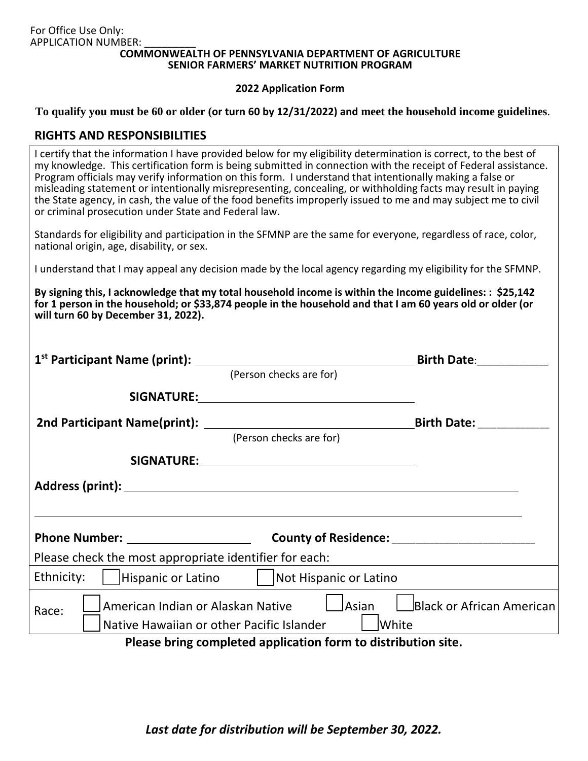For Office Use Only:
APPLICATION NUMBER: _________

**COMMONWEALTH OF PENNSYLVANIA DEPARTMENT OF AGRICULTURE**
**SENIOR FARMERS' MARKET NUTRITION PROGRAM**

**2022 Application Form**

**To qualify you must be 60 or older (or turn 60 by 12/31/2022) and meet the household income guidelines**.

## RIGHTS AND RESPONSIBILITIES

I certify that the information I have provided below for my eligibility determination is correct, to the best of my knowledge. This certification form is being submitted in connection with the receipt of Federal assistance. Program officials may verify information on this form. I understand that intentionally making a false or misleading statement or intentionally misrepresenting, concealing, or withholding facts may result in paying the State agency, in cash, the value of the food benefits improperly issued to me and may subject me to civil or criminal prosecution under State and Federal law.

Standards for eligibility and participation in the SFMNP are the same for everyone, regardless of race, color, national origin, age, disability, or sex.

I understand that I may appeal any decision made by the local agency regarding my eligibility for the SFMNP.

**By signing this, I acknowledge that my total household income is within the Income guidelines: : $25,142 for 1 person in the household; or $33,874 people in the household and that I am 60 years old or older (or will turn 60 by December 31, 2022).**

**1st Participant Name (print):** ________________________________ **Birth Date**:___________
(Person checks are for)

**SIGNATURE:** ________________________________

**2nd Participant Name(print):** ________________________________ **Birth Date:** ___________
(Person checks are for)

**SIGNATURE:** ________________________________

**Address (print):** ____________________________________________________________

____________________________________________________________

**Phone Number:** __________________ **County of Residence:** ______________________

Please check the most appropriate identifier for each:

Ethnicity: ☐ Hispanic or Latino ☐ Not Hispanic or Latino

Race: ☐ American Indian or Alaskan Native ☐ Asian ☐ Black or African American ☐ Native Hawaiian or other Pacific Islander ☐ White

**Please bring completed application form to distribution site.**

***Last date for distribution will be September 30, 2022.***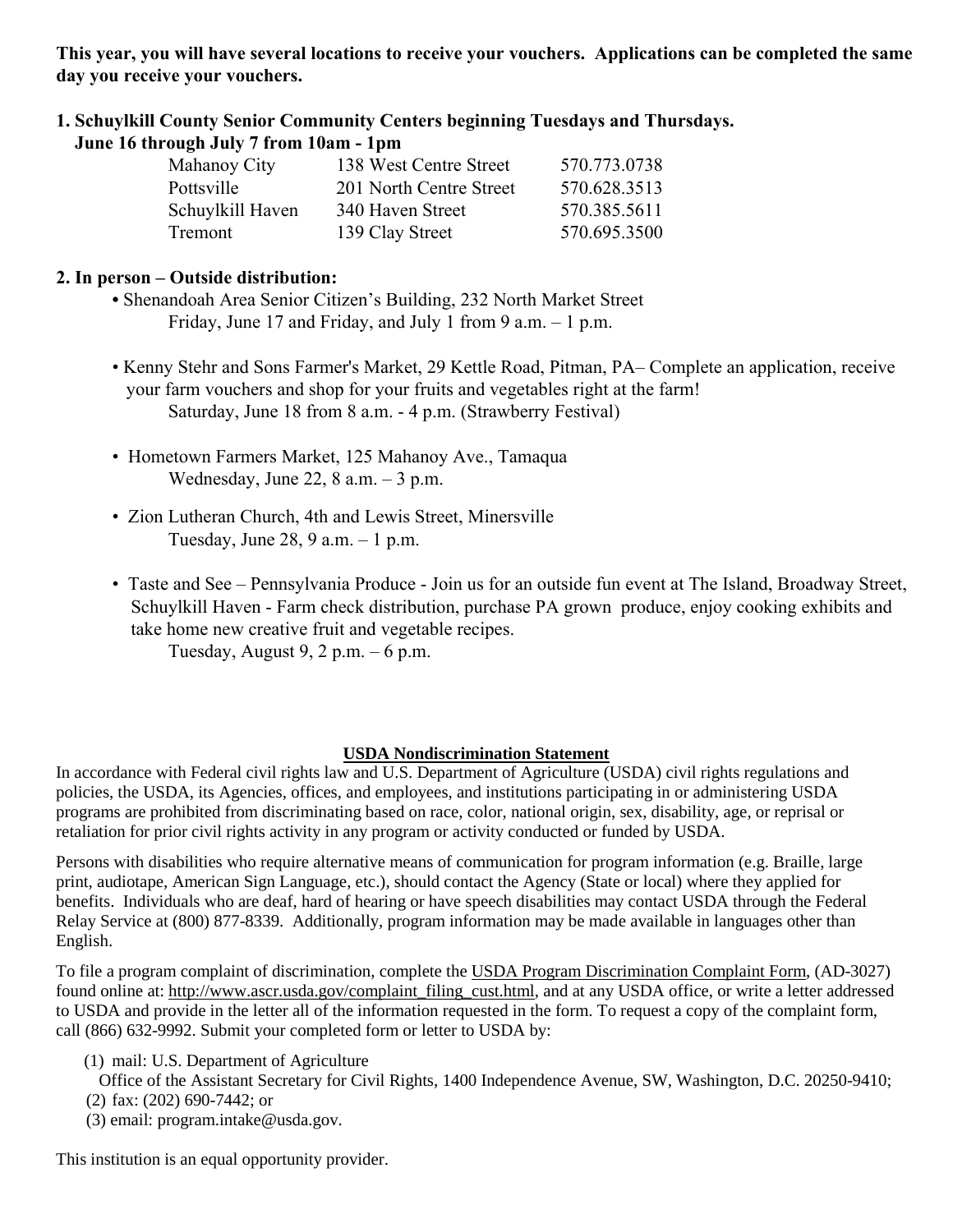**This year, you will have several locations to receive your vouchers. Applications can be completed the same day you receive your vouchers.**

**1. Schuylkill County Senior Community Centers beginning Tuesdays and Thursdays.**
**June 16 through July 7 from 10am - 1pm**

| | | |
|---|---|---|
| Mahanoy City | 138 West Centre Street | 570.773.0738 |
| Pottsville | 201 North Centre Street | 570.628.3513 |
| Schuylkill Haven | 340 Haven Street | 570.385.5611 |
| Tremont | 139 Clay Street | 570.695.3500 |

**2. In person – Outside distribution:**

- Shenandoah Area Senior Citizen's Building, 232 North Market Street
  Friday, June 17 and Friday, and July 1 from 9 a.m. – 1 p.m.

- Kenny Stehr and Sons Farmer's Market, 29 Kettle Road, Pitman, PA– Complete an application, receive your farm vouchers and shop for your fruits and vegetables right at the farm!
  Saturday, June 18 from 8 a.m. - 4 p.m. (Strawberry Festival)

- Hometown Farmers Market, 125 Mahanoy Ave., Tamaqua
  Wednesday, June 22, 8 a.m. – 3 p.m.

- Zion Lutheran Church, 4th and Lewis Street, Minersville
  Tuesday, June 28, 9 a.m. – 1 p.m.

- Taste and See – Pennsylvania Produce - Join us for an outside fun event at The Island, Broadway Street, Schuylkill Haven - Farm check distribution, purchase PA grown produce, enjoy cooking exhibits and take home new creative fruit and vegetable recipes.
  Tuesday, August 9, 2 p.m. – 6 p.m.

**USDA Nondiscrimination Statement**

In accordance with Federal civil rights law and U.S. Department of Agriculture (USDA) civil rights regulations and policies, the USDA, its Agencies, offices, and employees, and institutions participating in or administering USDA programs are prohibited from discriminating based on race, color, national origin, sex, disability, age, or reprisal or retaliation for prior civil rights activity in any program or activity conducted or funded by USDA.

Persons with disabilities who require alternative means of communication for program information (e.g. Braille, large print, audiotape, American Sign Language, etc.), should contact the Agency (State or local) where they applied for benefits. Individuals who are deaf, hard of hearing or have speech disabilities may contact USDA through the Federal Relay Service at (800) 877-8339. Additionally, program information may be made available in languages other than English.

To file a program complaint of discrimination, complete the USDA Program Discrimination Complaint Form, (AD-3027) found online at: http://www.ascr.usda.gov/complaint_filing_cust.html, and at any USDA office, or write a letter addressed to USDA and provide in the letter all of the information requested in the form. To request a copy of the complaint form, call (866) 632-9992. Submit your completed form or letter to USDA by:

(1) mail: U.S. Department of Agriculture
Office of the Assistant Secretary for Civil Rights, 1400 Independence Avenue, SW, Washington, D.C. 20250-9410;
(2) fax: (202) 690-7442; or
(3) email: program.intake@usda.gov.

This institution is an equal opportunity provider.